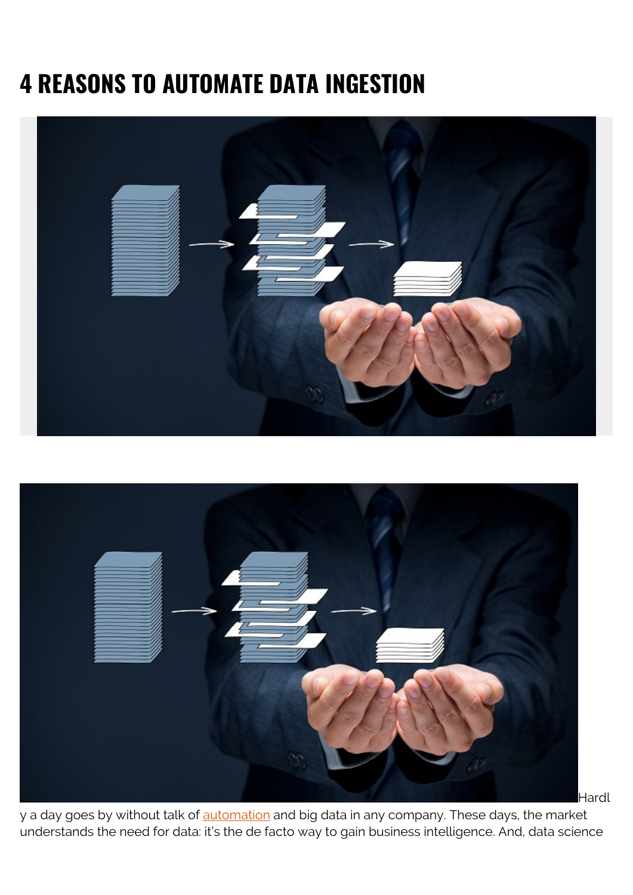# 4 REASONS TO AUTOMATE DATA INGESTION

Hardly a day goes by without talk of automation and big data in any company. These days, the market understands the need for data: it's the de facto way to gain business intelligence. And, data science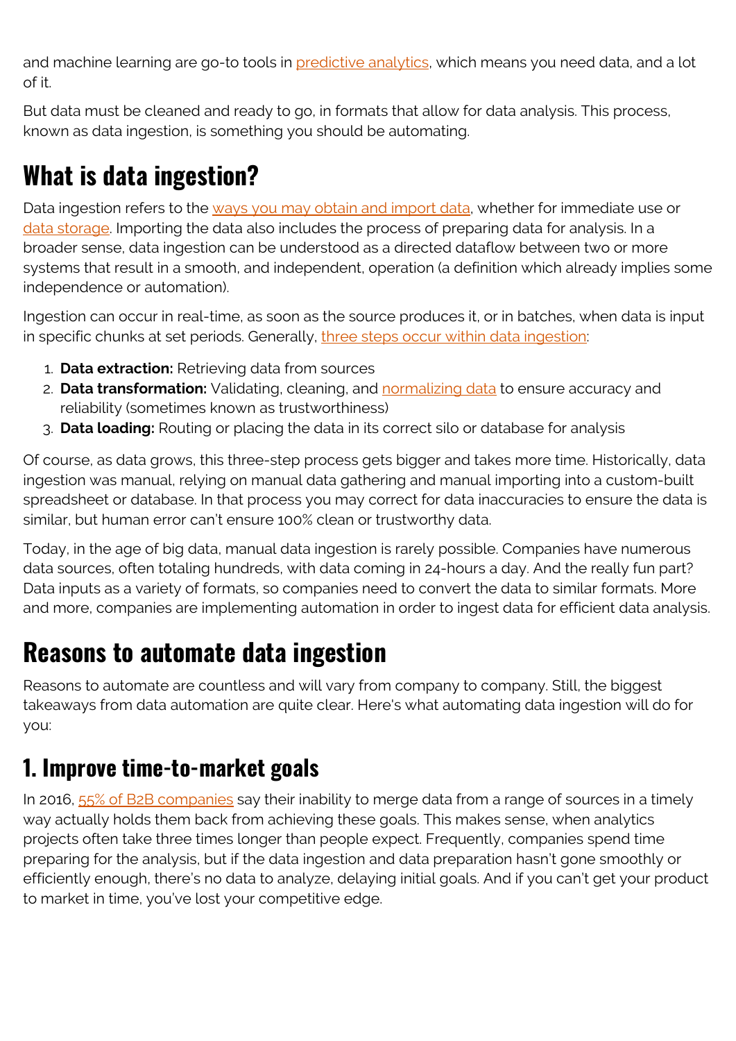and machine learning are go-to tools in predictive analytics, which means you need data, and a lot of it.

But data must be cleaned and ready to go, in formats that allow for data analysis. This process, known as data ingestion, is something you should be automating.

## What is data ingestion?

Data ingestion refers to the ways you may obtain and import data, whether for immediate use or data storage. Importing the data also includes the process of preparing data for analysis. In a broader sense, data ingestion can be understood as a directed dataflow between two or more systems that result in a smooth, and independent, operation (a definition which already implies some independence or automation).

Ingestion can occur in real-time, as soon as the source produces it, or in batches, when data is input in specific chunks at set periods. Generally, three steps occur within data ingestion:

1. **Data extraction:** Retrieving data from sources
2. **Data transformation:** Validating, cleaning, and normalizing data to ensure accuracy and reliability (sometimes known as trustworthiness)
3. **Data loading:** Routing or placing the data in its correct silo or database for analysis

Of course, as data grows, this three-step process gets bigger and takes more time. Historically, data ingestion was manual, relying on manual data gathering and manual importing into a custom-built spreadsheet or database. In that process you may correct for data inaccuracies to ensure the data is similar, but human error can't ensure 100% clean or trustworthy data.

Today, in the age of big data, manual data ingestion is rarely possible. Companies have numerous data sources, often totaling hundreds, with data coming in 24-hours a day. And the really fun part? Data inputs as a variety of formats, so companies need to convert the data to similar formats. More and more, companies are implementing automation in order to ingest data for efficient data analysis.

## Reasons to automate data ingestion

Reasons to automate are countless and will vary from company to company. Still, the biggest takeaways from data automation are quite clear. Here's what automating data ingestion will do for you:

### 1. Improve time-to-market goals

In 2016, 55% of B2B companies say their inability to merge data from a range of sources in a timely way actually holds them back from achieving these goals. This makes sense, when analytics projects often take three times longer than people expect. Frequently, companies spend time preparing for the analysis, but if the data ingestion and data preparation hasn't gone smoothly or efficiently enough, there's no data to analyze, delaying initial goals. And if you can't get your product to market in time, you've lost your competitive edge.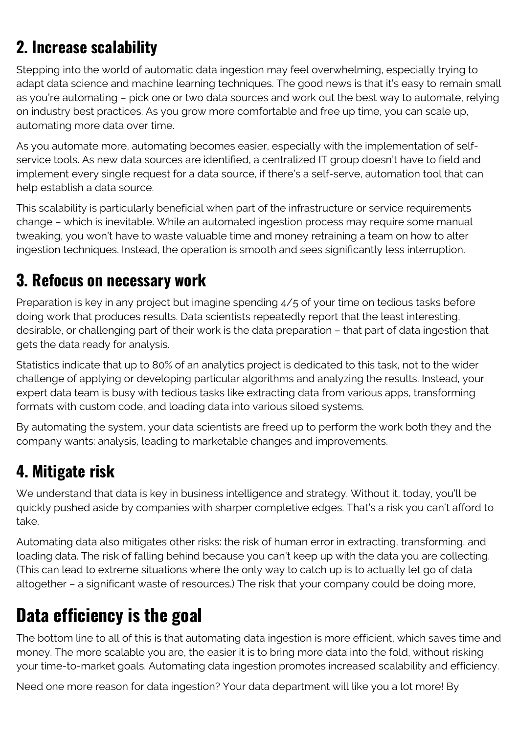## 2. Increase scalability

Stepping into the world of automatic data ingestion may feel overwhelming, especially trying to adapt data science and machine learning techniques. The good news is that it's easy to remain small as you're automating – pick one or two data sources and work out the best way to automate, relying on industry best practices. As you grow more comfortable and free up time, you can scale up, automating more data over time.

As you automate more, automating becomes easier, especially with the implementation of self-service tools. As new data sources are identified, a centralized IT group doesn't have to field and implement every single request for a data source, if there's a self-serve, automation tool that can help establish a data source.

This scalability is particularly beneficial when part of the infrastructure or service requirements change – which is inevitable. While an automated ingestion process may require some manual tweaking, you won't have to waste valuable time and money retraining a team on how to alter ingestion techniques. Instead, the operation is smooth and sees significantly less interruption.

## 3. Refocus on necessary work

Preparation is key in any project but imagine spending 4/5 of your time on tedious tasks before doing work that produces results. Data scientists repeatedly report that the least interesting, desirable, or challenging part of their work is the data preparation – that part of data ingestion that gets the data ready for analysis.

Statistics indicate that up to 80% of an analytics project is dedicated to this task, not to the wider challenge of applying or developing particular algorithms and analyzing the results. Instead, your expert data team is busy with tedious tasks like extracting data from various apps, transforming formats with custom code, and loading data into various siloed systems.

By automating the system, your data scientists are freed up to perform the work both they and the company wants: analysis, leading to marketable changes and improvements.

## 4. Mitigate risk

We understand that data is key in business intelligence and strategy. Without it, today, you'll be quickly pushed aside by companies with sharper completive edges. That's a risk you can't afford to take.

Automating data also mitigates other risks: the risk of human error in extracting, transforming, and loading data. The risk of falling behind because you can't keep up with the data you are collecting. (This can lead to extreme situations where the only way to catch up is to actually let go of data altogether – a significant waste of resources.) The risk that your company could be doing more,

# Data efficiency is the goal

The bottom line to all of this is that automating data ingestion is more efficient, which saves time and money. The more scalable you are, the easier it is to bring more data into the fold, without risking your time-to-market goals. Automating data ingestion promotes increased scalability and efficiency.

Need one more reason for data ingestion? Your data department will like you a lot more! By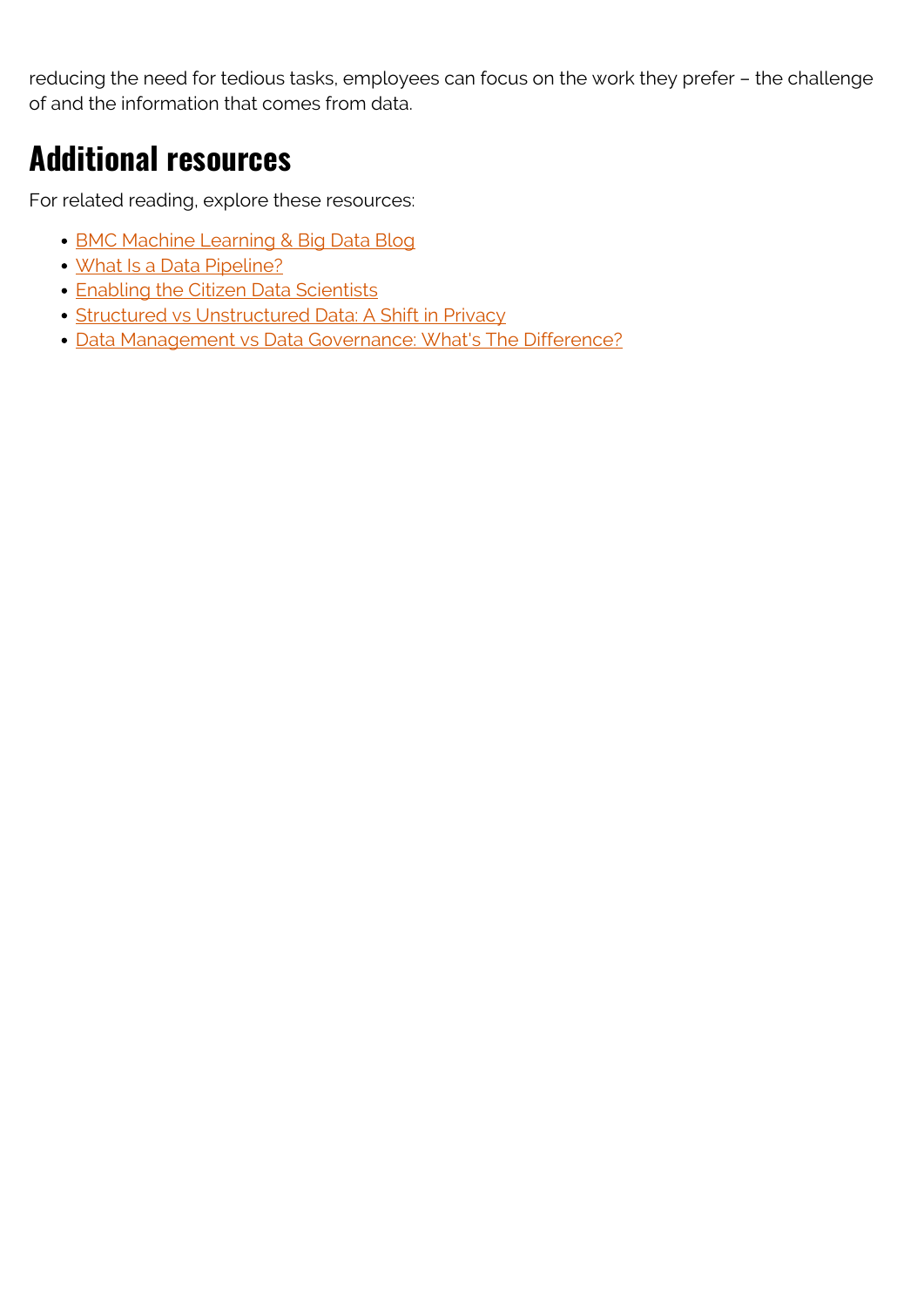reducing the need for tedious tasks, employees can focus on the work they prefer – the challenge of and the information that comes from data.

## Additional resources

For related reading, explore these resources:

- BMC Machine Learning & Big Data Blog
- What Is a Data Pipeline?
- Enabling the Citizen Data Scientists
- Structured vs Unstructured Data: A Shift in Privacy
- Data Management vs Data Governance: What's The Difference?